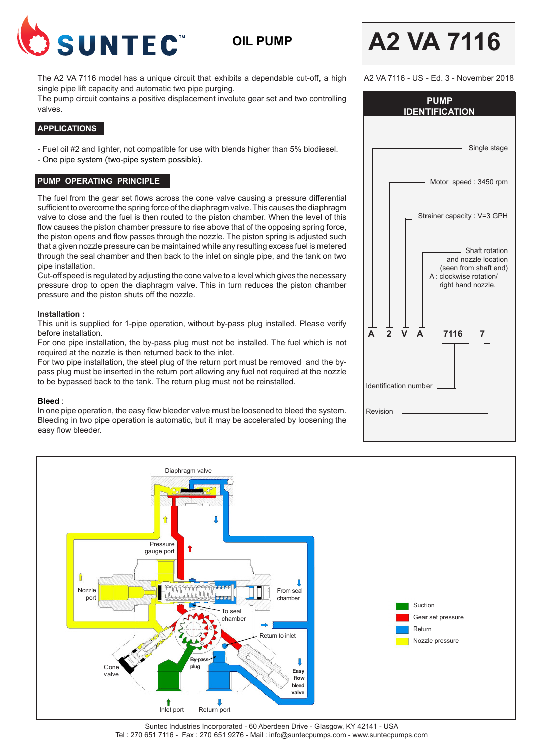# SUNTEC™ OIL PUMP

# A2 VA 7116

A2 VA 7116 - US - Ed. 3 - November 2018

The A2 VA 7116 model has a unique circuit that exhibits a dependable cut-off, a high single pipe lift capacity and automatic two pipe purging.
The pump circuit contains a positive displacement involute gear set and two controlling valves.

## APPLICATIONS

- Fuel oil #2 and lighter, not compatible for use with blends higher than 5% biodiesel.
- One pipe system (two-pipe system possible).

## PUMP OPERATING PRINCIPLE

The fuel from the gear set flows across the cone valve causing a pressure differential sufficient to overcome the spring force of the diaphragm valve. This causes the diaphragm valve to close and the fuel is then routed to the piston chamber. When the level of this flow causes the piston chamber pressure to rise above that of the opposing spring force, the piston opens and flow passes through the nozzle. The piston spring is adjusted such that a given nozzle pressure can be maintained while any resulting excess fuel is metered through the seal chamber and then back to the inlet on single pipe, and the tank on two pipe installation.
Cut-off speed is regulated by adjusting the cone valve to a level which gives the necessary pressure drop to open the diaphragm valve. This in turn reduces the piston chamber pressure and the piston shuts off the nozzle.

**Installation :**
This unit is supplied for 1-pipe operation, without by-pass plug installed. Please verify before installation.
For one pipe installation, the by-pass plug must not be installed. The fuel which is not required at the nozzle is then returned back to the inlet.
For two pipe installation, the steel plug of the return port must be removed and the by-pass plug must be inserted in the return port allowing any fuel not required at the nozzle to be bypassed back to the tank. The return plug must not be reinstalled.

**Bleed** :
In one pipe operation, the easy flow bleeder valve must be loosened to bleed the system. Bleeding in two pipe operation is automatic, but it may be accelerated by loosening the easy flow bleeder.

## PUMP IDENTIFICATION

A 2 V A 7116 7

- A : Single stage
- 2 : Motor speed : 3450 rpm
- V : Strainer capacity : V=3 GPH
- A : Shaft rotation and nozzle location (seen from shaft end) A : clockwise rotation/ right hand nozzle.
- 7116 : Identification number
- 7 : Revision

Diaphragm valve, Pressure gauge port, Nozzle port, From seal chamber, To seal chamber, Return to inlet, Cone valve, By-pass plug, Easy flow bleed valve, Inlet port, Return port

Legend: Suction, Gear set pressure, Return, Nozzle pressure

Suntec Industries Incorporated - 60 Aberdeen Drive - Glasgow, KY 42141 - USA
Tel : 270 651 7116 - Fax : 270 651 9276 - Mail : info@suntecpumps.com - www.suntecpumps.com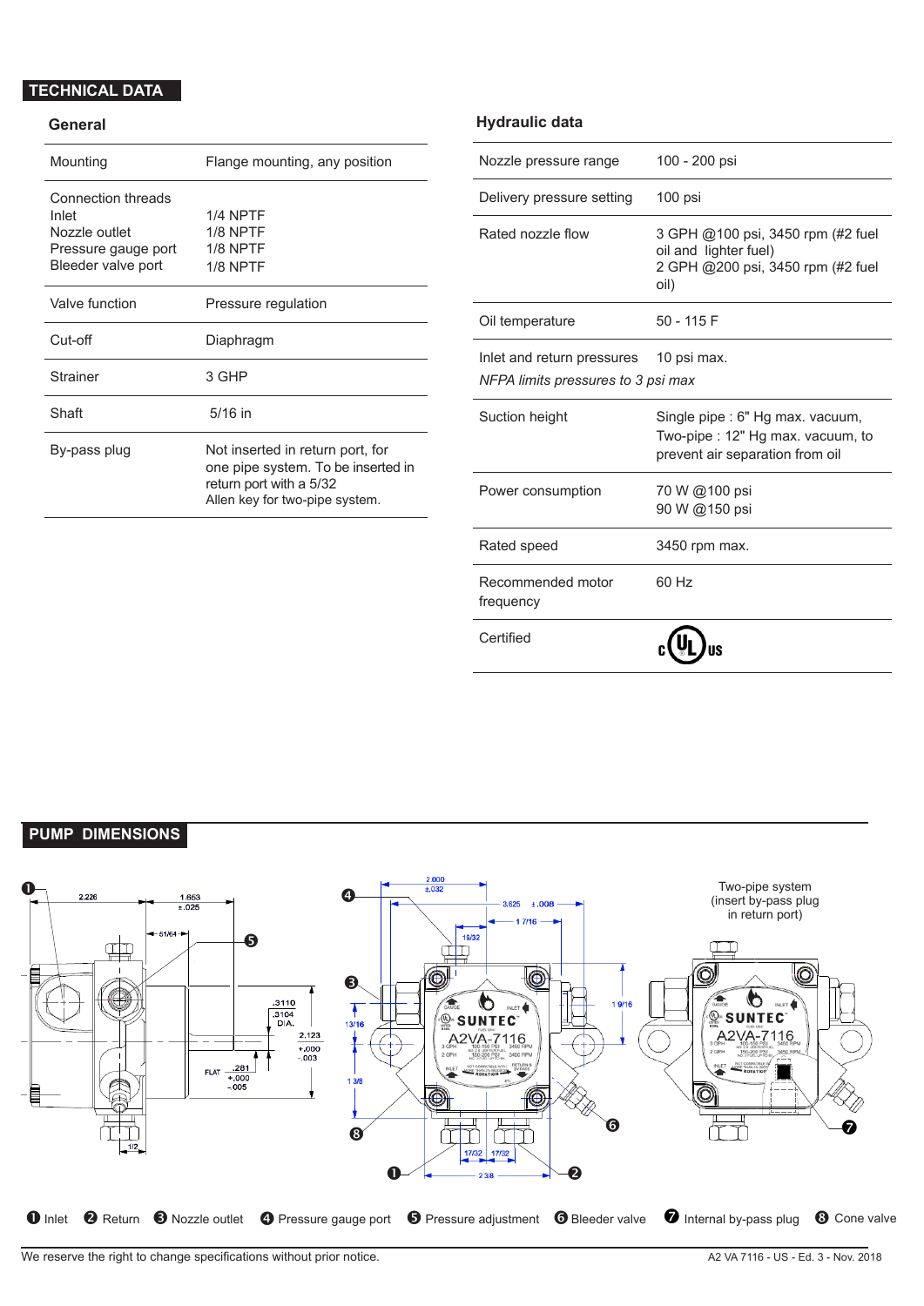# TECHNICAL DATA

## General

| | |
|---|---|
| Mounting | Flange mounting, any position |
| Connection threads<br>Inlet<br>Nozzle outlet<br>Pressure gauge port<br>Bleeder valve port | <br>1/4 NPTF<br>1/8 NPTF<br>1/8 NPTF<br>1/8 NPTF |
| Valve function | Pressure regulation |
| Cut-off | Diaphragm |
| Strainer | 3 GHP |
| Shaft | 5/16 in |
| By-pass plug | Not inserted in return port, for one pipe system. To be inserted in return port with a 5/32 Allen key for two-pipe system. |

## Hydraulic data

| | |
|---|---|
| Nozzle pressure range | 100 - 200 psi |
| Delivery pressure setting | 100 psi |
| Rated nozzle flow | 3 GPH @100 psi, 3450 rpm (#2 fuel oil and lighter fuel)<br>2 GPH @200 psi, 3450 rpm (#2 fuel oil) |
| Oil temperature | 50 - 115 F |
| Inlet and return pressures<br>*NFPA limits pressures to 3 psi max* | 10 psi max. |
| Suction height | Single pipe : 6" Hg max. vacuum,<br>Two-pipe : 12" Hg max. vacuum, to prevent air separation from oil |
| Power consumption | 70 W @100 psi<br>90 W @150 psi |
| Rated speed | 3450 rpm max. |
| Recommended motor frequency | 60 Hz |
| Certified | cULus |

# PUMP DIMENSIONS

2.226
1.653 ±.025
51/64
.3110
.3104
DIA.
2.123
+.000
-.003
FLAT .281
+.000
-.005
1/2

2.000 ±.032
3.625 ±.008
1 7/16
19/32
1 9/16
13/16
1 3/8
17/32 17/32
2 3/8

Two-pipe system (insert by-pass plug in return port)

❶ Inlet ❷ Return ❸ Nozzle outlet ❹ Pressure gauge port ❺ Pressure adjustment ❻ Bleeder valve ❼ Internal by-pass plug ❽ Cone valve

We reserve the right to change specifications without prior notice.

A2 VA 7116 - US - Ed. 3 - Nov. 2018